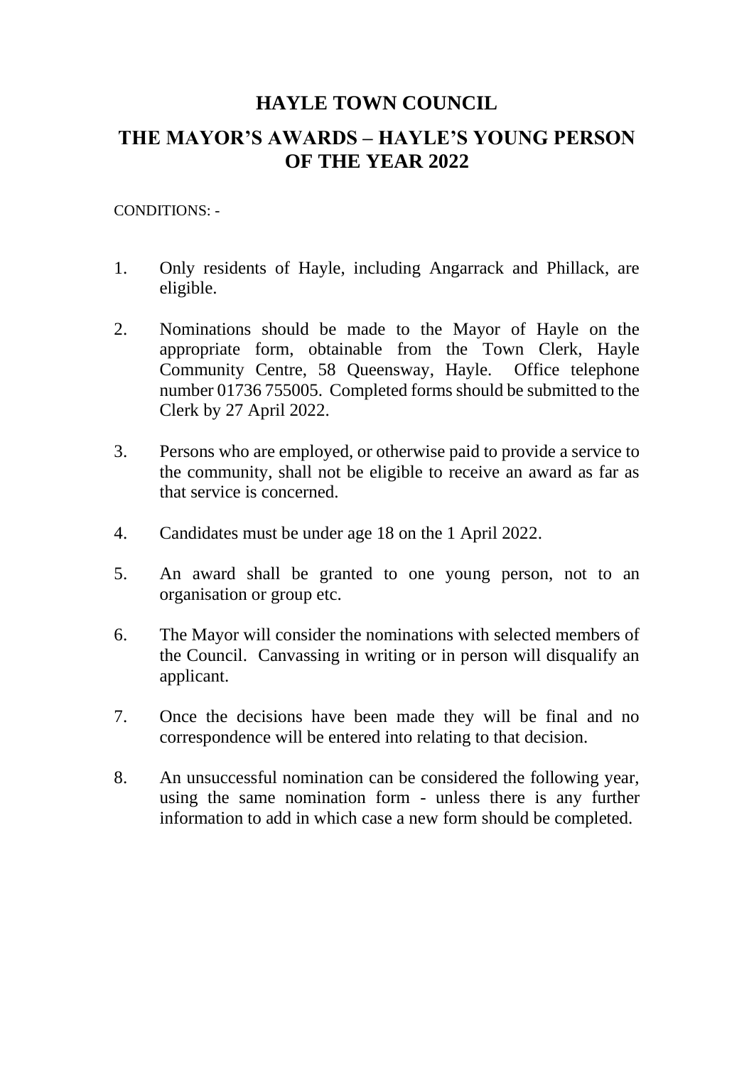# HAYLE TOWN COUNCIL

## THE MAYOR'S AWARDS – HAYLE'S YOUNG PERSON OF THE YEAR 2022

CONDITIONS: -

1. Only residents of Hayle, including Angarrack and Phillack, are eligible.

2. Nominations should be made to the Mayor of Hayle on the appropriate form, obtainable from the Town Clerk, Hayle Community Centre, 58 Queensway, Hayle. Office telephone number 01736 755005. Completed forms should be submitted to the Clerk by 27 April 2022.

3. Persons who are employed, or otherwise paid to provide a service to the community, shall not be eligible to receive an award as far as that service is concerned.

4. Candidates must be under age 18 on the 1 April 2022.

5. An award shall be granted to one young person, not to an organisation or group etc.

6. The Mayor will consider the nominations with selected members of the Council. Canvassing in writing or in person will disqualify an applicant.

7. Once the decisions have been made they will be final and no correspondence will be entered into relating to that decision.

8. An unsuccessful nomination can be considered the following year, using the same nomination form - unless there is any further information to add in which case a new form should be completed.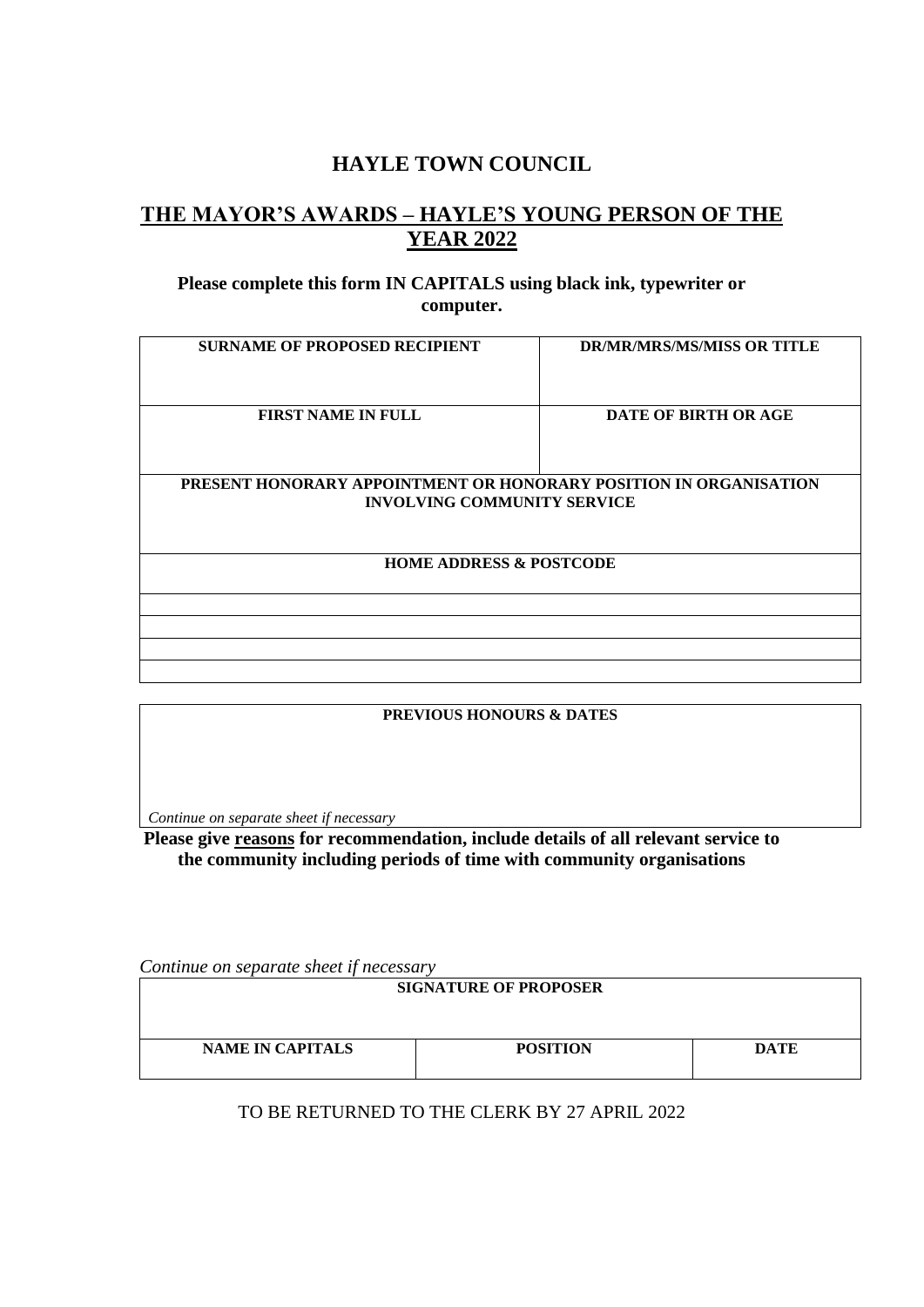# HAYLE TOWN COUNCIL

## THE MAYOR'S AWARDS – HAYLE'S YOUNG PERSON OF THE YEAR 2022

**Please complete this form IN CAPITALS using black ink, typewriter or computer.**

| SURNAME OF PROPOSED RECIPIENT | DR/MR/MRS/MS/MISS OR TITLE |
|---|---|
| | |
| **FIRST NAME IN FULL** | **DATE OF BIRTH OR AGE** |
| | |
| **PRESENT HONORARY APPOINTMENT OR HONORARY POSITION IN ORGANISATION INVOLVING COMMUNITY SERVICE** | |
| | |
| **HOME ADDRESS & POSTCODE** | |
| | |
| | |
| | |
| | |

| PREVIOUS HONOURS & DATES |
|---|
| *Continue on separate sheet if necessary* |

**Please give <u>reasons</u> for recommendation, include details of all relevant service to the community including periods of time with community organisations**

*Continue on separate sheet if necessary*

| SIGNATURE OF PROPOSER | | |
|---|---|---|
| | | |
| **NAME IN CAPITALS** | **POSITION** | **DATE** |
| | | |

TO BE RETURNED TO THE CLERK BY 27 APRIL 2022